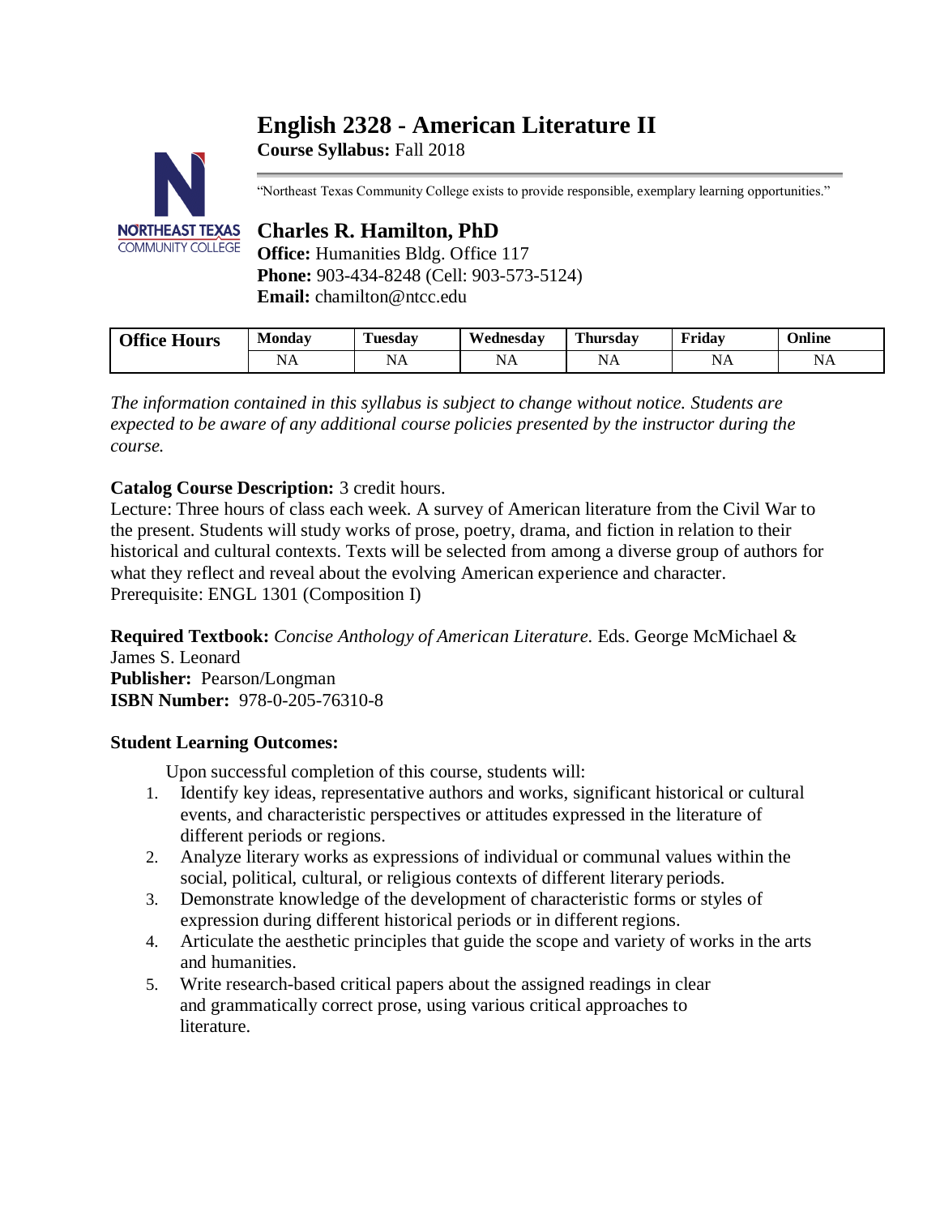# English 2328 - American Literature II

**Course Syllabus:** Fall 2018

"Northeast Texas Community College exists to provide responsible, exemplary learning opportunities."

## Charles R. Hamilton, PhD

**Office:** Humanities Bldg. Office 117
**Phone:** 903-434-8248 (Cell: 903-573-5124)
**Email:** chamilton@ntcc.edu

| Office Hours | Monday | Tuesday | Wednesday | Thursday | Friday | Online |
|---|---|---|---|---|---|---|
| | NA | NA | NA | NA | NA | NA |

*The information contained in this syllabus is subject to change without notice. Students are expected to be aware of any additional course policies presented by the instructor during the course.*

**Catalog Course Description:** 3 credit hours.
Lecture: Three hours of class each week. A survey of American literature from the Civil War to the present. Students will study works of prose, poetry, drama, and fiction in relation to their historical and cultural contexts. Texts will be selected from among a diverse group of authors for what they reflect and reveal about the evolving American experience and character.
Prerequisite: ENGL 1301 (Composition I)

**Required Textbook:** *Concise Anthology of American Literature.* Eds. George McMichael & James S. Leonard
**Publisher:** Pearson/Longman
**ISBN Number:** 978-0-205-76310-8

**Student Learning Outcomes:**

Upon successful completion of this course, students will:

1. Identify key ideas, representative authors and works, significant historical or cultural events, and characteristic perspectives or attitudes expressed in the literature of different periods or regions.
2. Analyze literary works as expressions of individual or communal values within the social, political, cultural, or religious contexts of different literary periods.
3. Demonstrate knowledge of the development of characteristic forms or styles of expression during different historical periods or in different regions.
4. Articulate the aesthetic principles that guide the scope and variety of works in the arts and humanities.
5. Write research-based critical papers about the assigned readings in clear and grammatically correct prose, using various critical approaches to literature.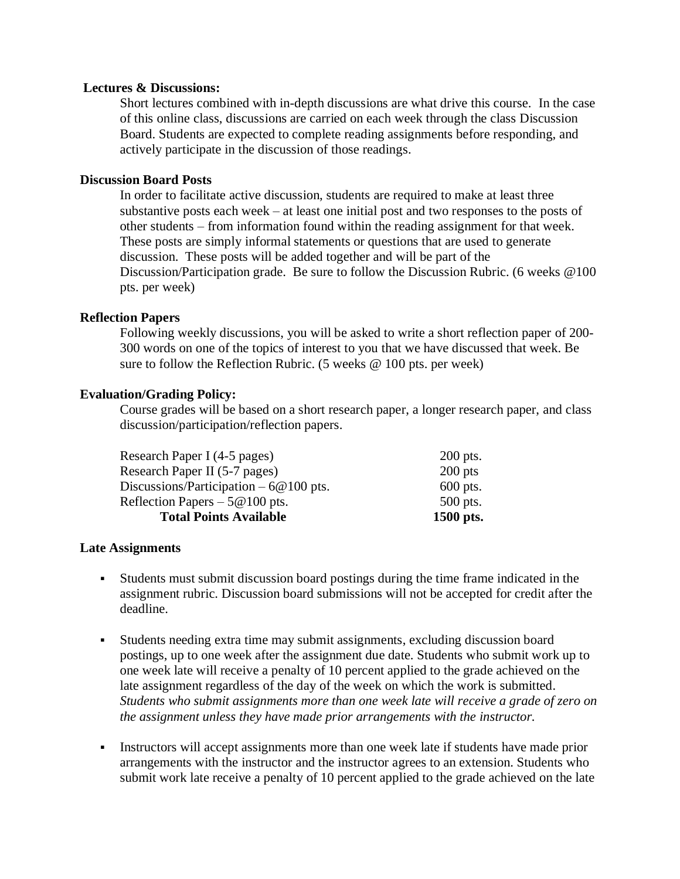**Lectures & Discussions:**

Short lectures combined with in-depth discussions are what drive this course. In the case of this online class, discussions are carried on each week through the class Discussion Board. Students are expected to complete reading assignments before responding, and actively participate in the discussion of those readings.

**Discussion Board Posts**

In order to facilitate active discussion, students are required to make at least three substantive posts each week – at least one initial post and two responses to the posts of other students – from information found within the reading assignment for that week. These posts are simply informal statements or questions that are used to generate discussion. These posts will be added together and will be part of the Discussion/Participation grade. Be sure to follow the Discussion Rubric. (6 weeks @100 pts. per week)

**Reflection Papers**

Following weekly discussions, you will be asked to write a short reflection paper of 200-300 words on one of the topics of interest to you that we have discussed that week. Be sure to follow the Reflection Rubric. (5 weeks @ 100 pts. per week)

**Evaluation/Grading Policy:**

Course grades will be based on a short research paper, a longer research paper, and class discussion/participation/reflection papers.

| | |
|---|---|
| Research Paper I (4-5 pages) | 200 pts. |
| Research Paper II (5-7 pages) | 200 pts |
| Discussions/Participation – 6@100 pts. | 600 pts. |
| Reflection Papers – 5@100 pts. | 500 pts. |
| **Total Points Available** | **1500 pts.** |

**Late Assignments**

- Students must submit discussion board postings during the time frame indicated in the assignment rubric. Discussion board submissions will not be accepted for credit after the deadline.
- Students needing extra time may submit assignments, excluding discussion board postings, up to one week after the assignment due date. Students who submit work up to one week late will receive a penalty of 10 percent applied to the grade achieved on the late assignment regardless of the day of the week on which the work is submitted. *Students who submit assignments more than one week late will receive a grade of zero on the assignment unless they have made prior arrangements with the instructor.*
- Instructors will accept assignments more than one week late if students have made prior arrangements with the instructor and the instructor agrees to an extension. Students who submit work late receive a penalty of 10 percent applied to the grade achieved on the late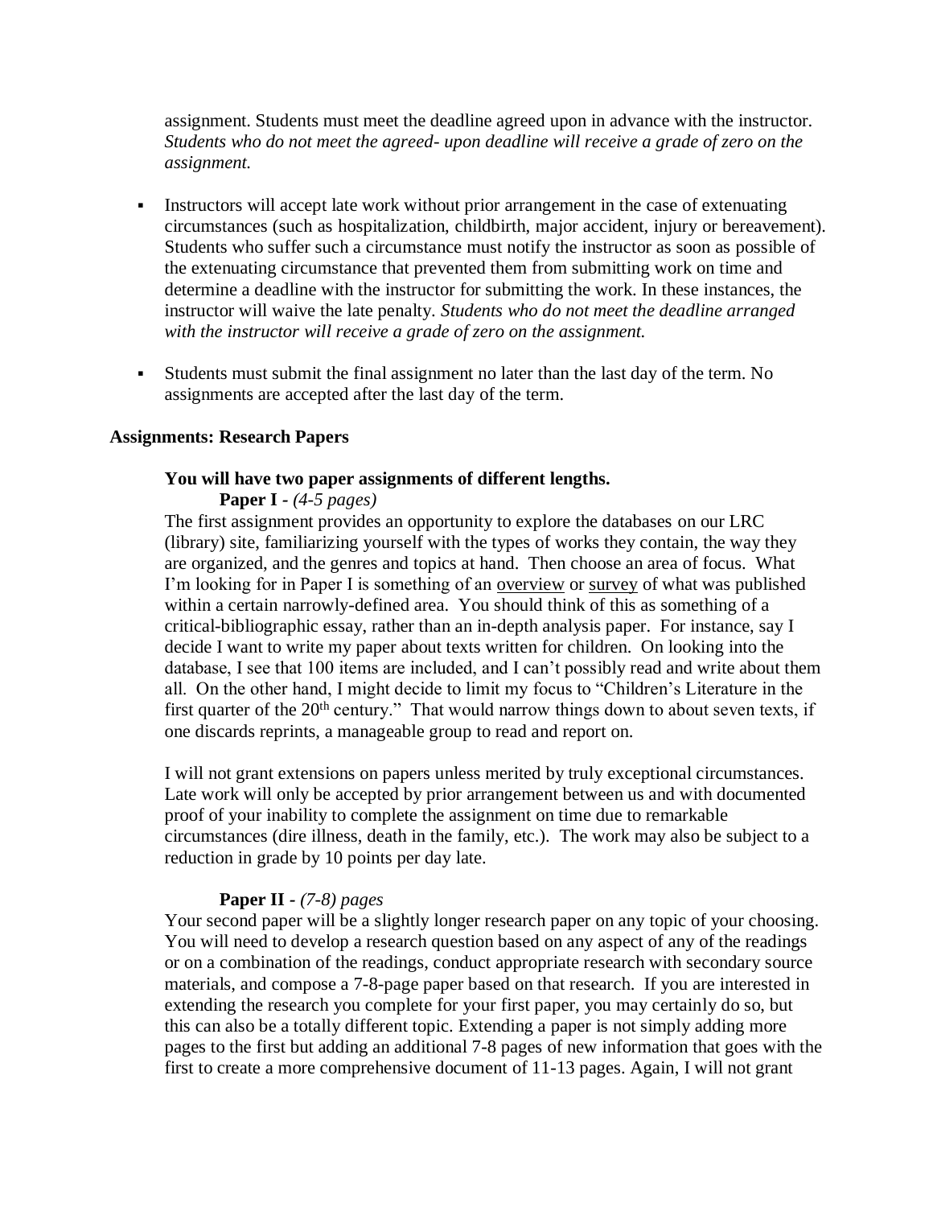assignment. Students must meet the deadline agreed upon in advance with the instructor. *Students who do not meet the agreed- upon deadline will receive a grade of zero on the assignment.*

- Instructors will accept late work without prior arrangement in the case of extenuating circumstances (such as hospitalization, childbirth, major accident, injury or bereavement). Students who suffer such a circumstance must notify the instructor as soon as possible of the extenuating circumstance that prevented them from submitting work on time and determine a deadline with the instructor for submitting the work. In these instances, the instructor will waive the late penalty. *Students who do not meet the deadline arranged with the instructor will receive a grade of zero on the assignment.*

- Students must submit the final assignment no later than the last day of the term. No assignments are accepted after the last day of the term.

**Assignments: Research Papers**

**You will have two paper assignments of different lengths.**

**Paper I** - *(4-5 pages)*

The first assignment provides an opportunity to explore the databases on our LRC (library) site, familiarizing yourself with the types of works they contain, the way they are organized, and the genres and topics at hand. Then choose an area of focus. What I'm looking for in Paper I is something of an <u>overview</u> or <u>survey</u> of what was published within a certain narrowly-defined area. You should think of this as something of a critical-bibliographic essay, rather than an in-depth analysis paper. For instance, say I decide I want to write my paper about texts written for children. On looking into the database, I see that 100 items are included, and I can't possibly read and write about them all. On the other hand, I might decide to limit my focus to "Children's Literature in the first quarter of the 20th century." That would narrow things down to about seven texts, if one discards reprints, a manageable group to read and report on.

I will not grant extensions on papers unless merited by truly exceptional circumstances. Late work will only be accepted by prior arrangement between us and with documented proof of your inability to complete the assignment on time due to remarkable circumstances (dire illness, death in the family, etc.). The work may also be subject to a reduction in grade by 10 points per day late.

**Paper II** - *(7-8) pages*

Your second paper will be a slightly longer research paper on any topic of your choosing. You will need to develop a research question based on any aspect of any of the readings or on a combination of the readings, conduct appropriate research with secondary source materials, and compose a 7-8-page paper based on that research. If you are interested in extending the research you complete for your first paper, you may certainly do so, but this can also be a totally different topic. Extending a paper is not simply adding more pages to the first but adding an additional 7-8 pages of new information that goes with the first to create a more comprehensive document of 11-13 pages. Again, I will not grant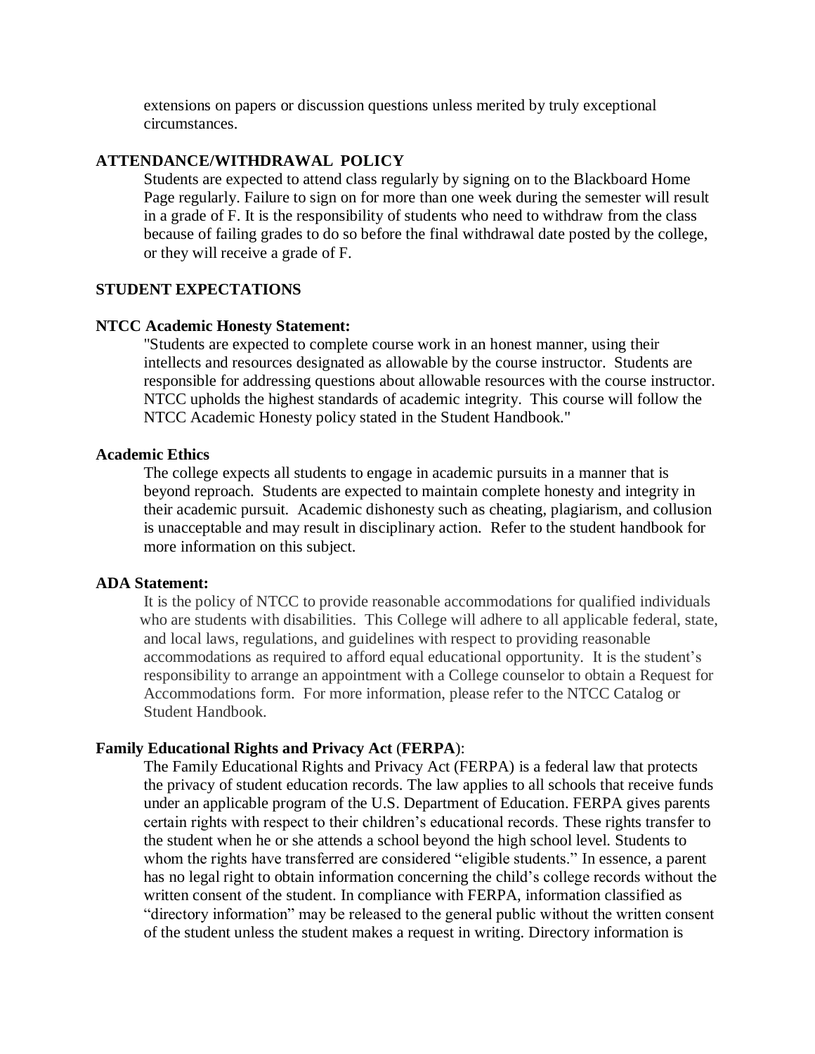extensions on papers or discussion questions unless merited by truly exceptional circumstances.

## ATTENDANCE/WITHDRAWAL POLICY

Students are expected to attend class regularly by signing on to the Blackboard Home Page regularly. Failure to sign on for more than one week during the semester will result in a grade of F. It is the responsibility of students who need to withdraw from the class because of failing grades to do so before the final withdrawal date posted by the college, or they will receive a grade of F.

## STUDENT EXPECTATIONS

### NTCC Academic Honesty Statement:

"Students are expected to complete course work in an honest manner, using their intellects and resources designated as allowable by the course instructor. Students are responsible for addressing questions about allowable resources with the course instructor. NTCC upholds the highest standards of academic integrity. This course will follow the NTCC Academic Honesty policy stated in the Student Handbook."

### Academic Ethics

The college expects all students to engage in academic pursuits in a manner that is beyond reproach. Students are expected to maintain complete honesty and integrity in their academic pursuit. Academic dishonesty such as cheating, plagiarism, and collusion is unacceptable and may result in disciplinary action. Refer to the student handbook for more information on this subject.

### ADA Statement:

It is the policy of NTCC to provide reasonable accommodations for qualified individuals who are students with disabilities. This College will adhere to all applicable federal, state, and local laws, regulations, and guidelines with respect to providing reasonable accommodations as required to afford equal educational opportunity. It is the student's responsibility to arrange an appointment with a College counselor to obtain a Request for Accommodations form. For more information, please refer to the NTCC Catalog or Student Handbook.

### Family Educational Rights and Privacy Act (FERPA):

The Family Educational Rights and Privacy Act (FERPA) is a federal law that protects the privacy of student education records. The law applies to all schools that receive funds under an applicable program of the U.S. Department of Education. FERPA gives parents certain rights with respect to their children's educational records. These rights transfer to the student when he or she attends a school beyond the high school level. Students to whom the rights have transferred are considered "eligible students." In essence, a parent has no legal right to obtain information concerning the child's college records without the written consent of the student. In compliance with FERPA, information classified as "directory information" may be released to the general public without the written consent of the student unless the student makes a request in writing. Directory information is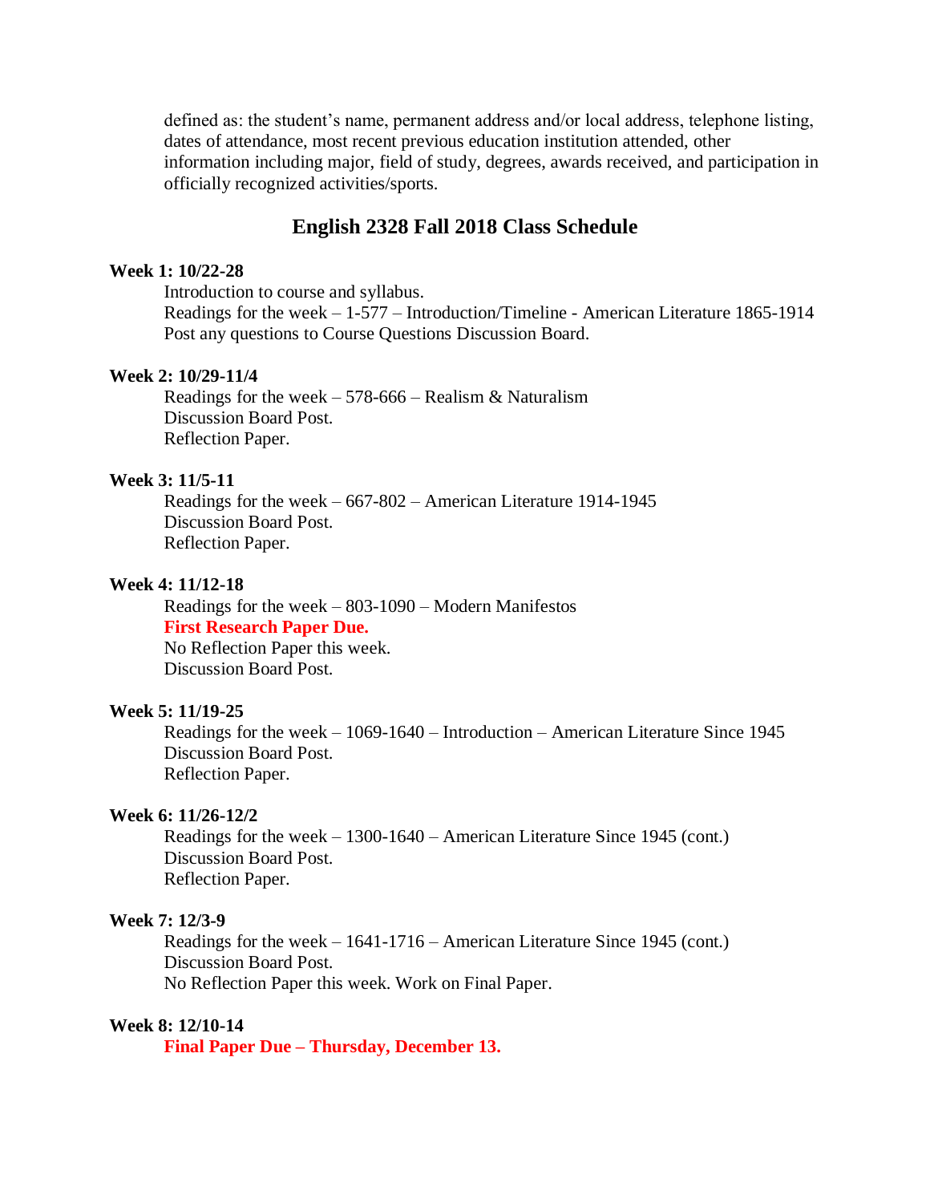defined as: the student's name, permanent address and/or local address, telephone listing, dates of attendance, most recent previous education institution attended, other information including major, field of study, degrees, awards received, and participation in officially recognized activities/sports.

## English 2328 Fall 2018 Class Schedule

**Week 1: 10/22-28**

Introduction to course and syllabus.
Readings for the week – 1-577 – Introduction/Timeline - American Literature 1865-1914
Post any questions to Course Questions Discussion Board.

**Week 2: 10/29-11/4**

Readings for the week – 578-666 – Realism & Naturalism
Discussion Board Post.
Reflection Paper.

**Week 3: 11/5-11**

Readings for the week – 667-802 – American Literature 1914-1945
Discussion Board Post.
Reflection Paper.

**Week 4: 11/12-18**

Readings for the week – 803-1090 – Modern Manifestos
**First Research Paper Due.**
No Reflection Paper this week.
Discussion Board Post.

**Week 5: 11/19-25**

Readings for the week – 1069-1640 – Introduction – American Literature Since 1945
Discussion Board Post.
Reflection Paper.

**Week 6: 11/26-12/2**

Readings for the week – 1300-1640 – American Literature Since 1945 (cont.)
Discussion Board Post.
Reflection Paper.

**Week 7: 12/3-9**

Readings for the week – 1641-1716 – American Literature Since 1945 (cont.)
Discussion Board Post.
No Reflection Paper this week. Work on Final Paper.

**Week 8: 12/10-14**

**Final Paper Due – Thursday, December 13.**